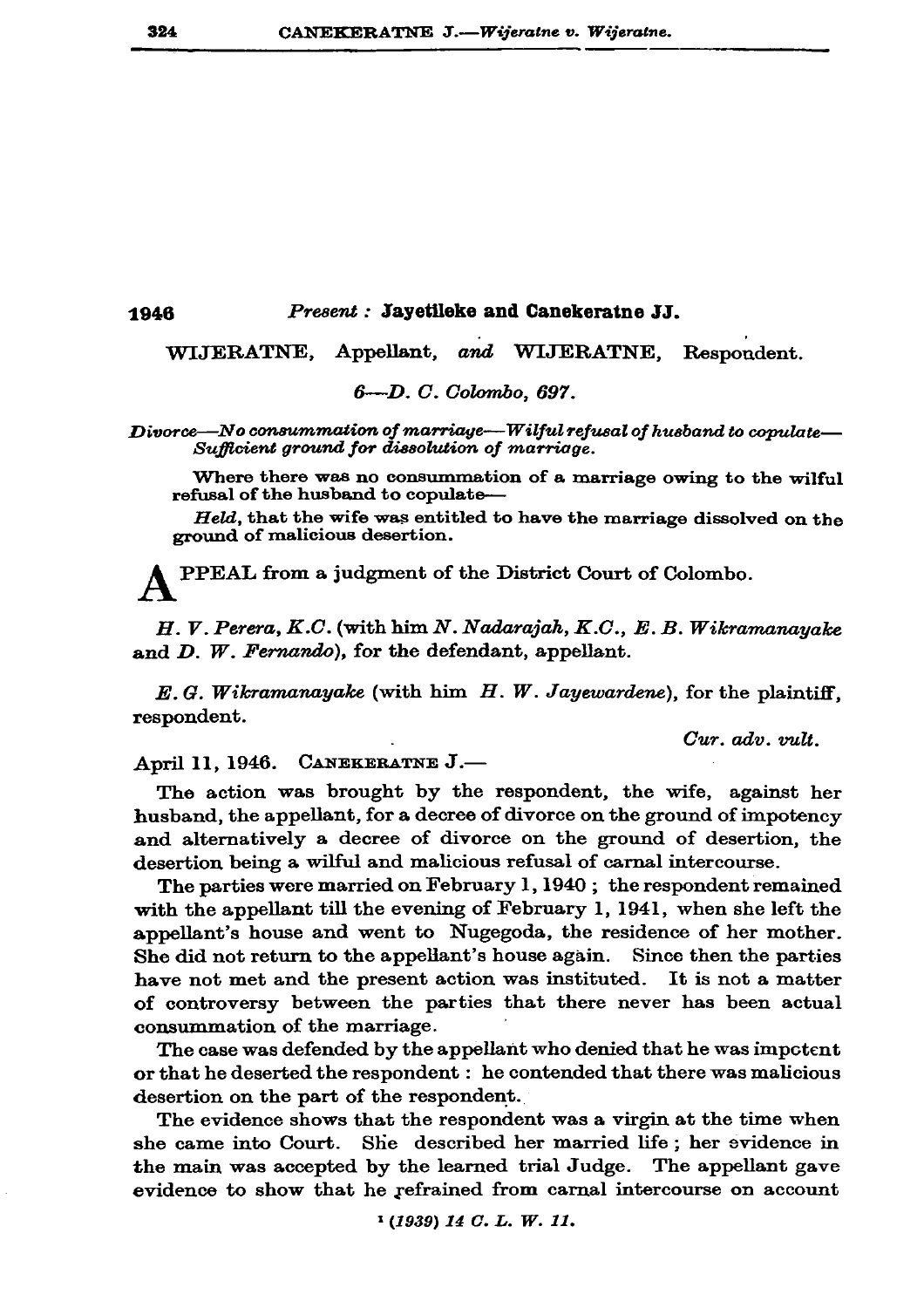1946 *Present:* **Jayetileke and Canekeratne JJ.**

WIJERATNE, Appellant, *and* WIJERATNE, Respondent.

*6—D. C. Colombo, 697.*

*Divorce—No consummation of marriage—Wilful refusal of husband to copulate—Sufficient ground for dissolution of marriage.*

Where there was no consummation of a marriage owing to the wilful refusal of the husband to copulate—

*Held,* that the wife was entitled to have the marriage dissolved on the ground of malicious desertion.

APPEAL from a judgment of the District Court of Colombo.

*H. V. Perera, K.C.* (with him *N. Nadarajah, K.C., E. B. Wikramanayake* and *D. W. Fernando*), for the defendant, appellant.

*E. G. Wikramanayake* (with him *H. W. Jayewardene*), for the plaintiff, respondent.

*Cur. adv. vult.*

April 11, 1946. CANEKERATNE J.—

The action was brought by the respondent, the wife, against her husband, the appellant, for a decree of divorce on the ground of impotency and alternatively a decree of divorce on the ground of desertion, the desertion being a wilful and malicious refusal of carnal intercourse.

The parties were married on February 1, 1940; the respondent remained with the appellant till the evening of February 1, 1941, when she left the appellant's house and went to Nugegoda, the residence of her mother. She did not return to the appellant's house again. Since then the parties have not met and the present action was instituted. It is not a matter of controversy between the parties that there never has been actual consummation of the marriage.

The case was defended by the appellant who denied that he was impotent or that he deserted the respondent: he contended that there was malicious desertion on the part of the respondent.

The evidence shows that the respondent was a virgin at the time when she came into Court. She described her married life; her evidence in the main was accepted by the learned trial Judge. The appellant gave evidence to show that he refrained from carnal intercourse on account

[1] (1939) 14 C. L. W. 11.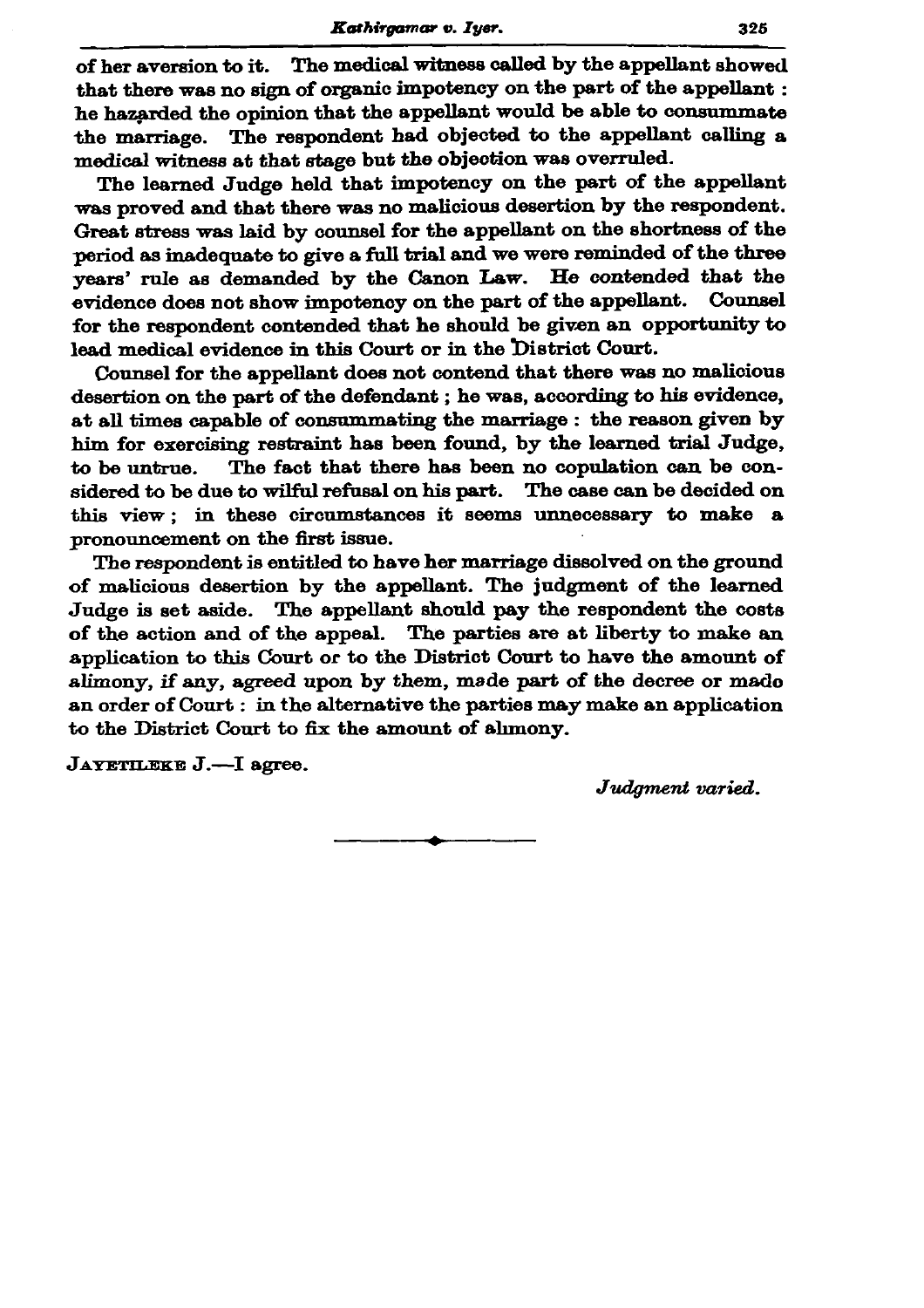of her aversion to it. The medical witness called by the appellant showed that there was no sign of organic impotency on the part of the appellant : he hazarded the opinion that the appellant would be able to consummate the marriage. The respondent had objected to the appellant calling a medical witness at that stage but the objection was overruled.

The learned Judge held that impotency on the part of the appellant was proved and that there was no malicious desertion by the respondent. Great stress was laid by counsel for the appellant on the shortness of the period as inadequate to give a full trial and we were reminded of the three years' rule as demanded by the Canon Law. He contended that the evidence does not show impotency on the part of the appellant. Counsel for the respondent contended that he should be given an opportunity to lead medical evidence in this Court or in the District Court.

Counsel for the appellant does not contend that there was no malicious desertion on the part of the defendant ; he was, according to his evidence, at all times capable of consummating the marriage : the reason given by him for exercising restraint has been found, by the learned trial Judge, to be untrue. The fact that there has been no copulation can be considered to be due to wilful refusal on his part. The case can be decided on this view ; in these circumstances it seems unnecessary to make a pronouncement on the first issue.

The respondent is entitled to have her marriage dissolved on the ground of malicious desertion by the appellant. The judgment of the learned Judge is set aside. The appellant should pay the respondent the costs of the action and of the appeal. The parties are at liberty to make an application to this Court or to the District Court to have the amount of alimony, if any, agreed upon by them, made part of the decree or made an order of Court : in the alternative the parties may make an application to the District Court to fix the amount of alimony.

JAYETILEKE J.—I agree.

*Judgment varied.*